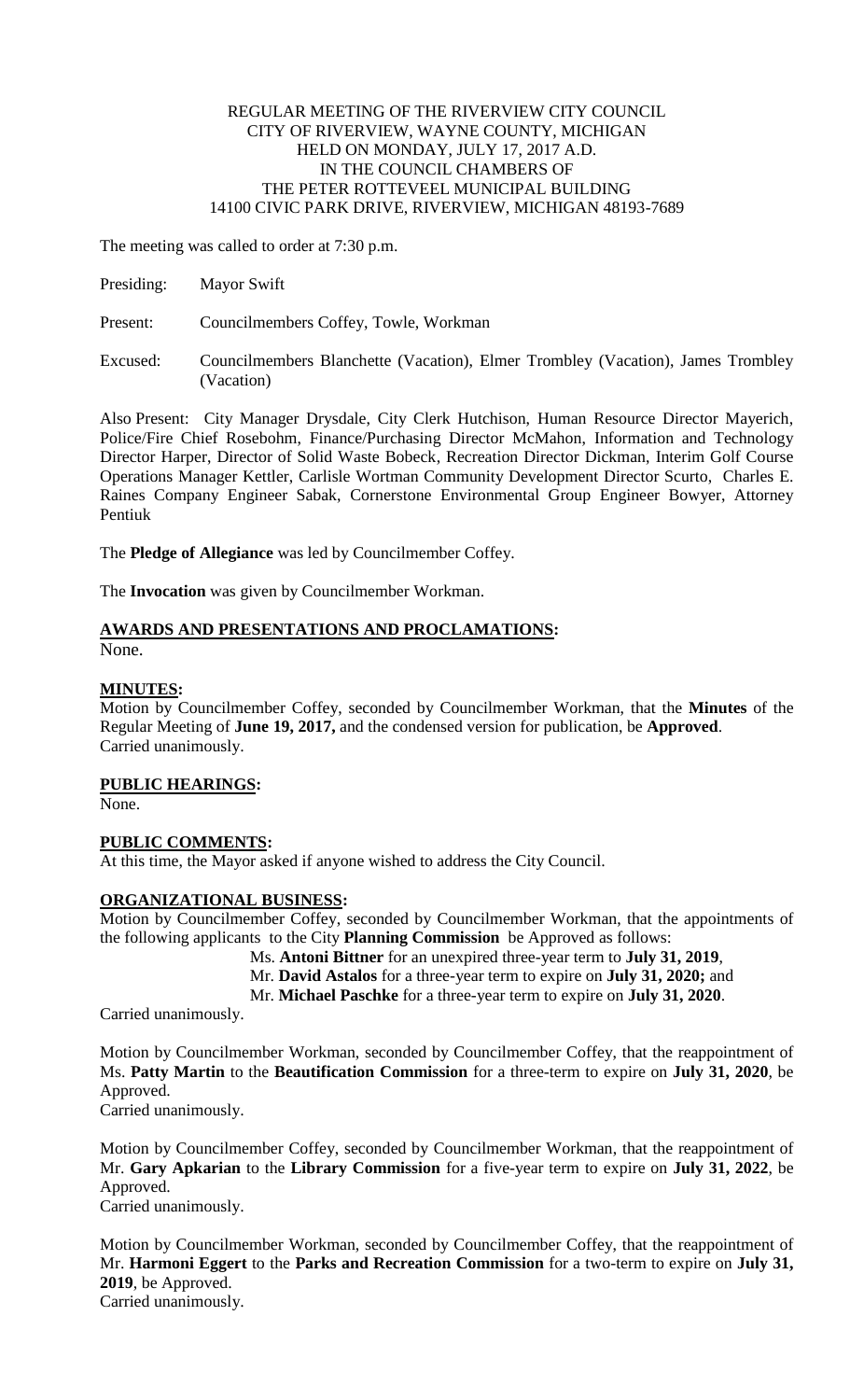REGULAR MEETING OF THE RIVERVIEW CITY COUNCIL
CITY OF RIVERVIEW, WAYNE COUNTY, MICHIGAN
HELD ON MONDAY, JULY 17, 2017 A.D.
IN THE COUNCIL CHAMBERS OF
THE PETER ROTTEVEEL MUNICIPAL BUILDING
14100 CIVIC PARK DRIVE, RIVERVIEW, MICHIGAN 48193-7689

The meeting was called to order at 7:30 p.m.

Presiding: Mayor Swift

Present: Councilmembers Coffey, Towle, Workman

Excused: Councilmembers Blanchette (Vacation), Elmer Trombley (Vacation), James Trombley (Vacation)

Also Present: City Manager Drysdale, City Clerk Hutchison, Human Resource Director Mayerich, Police/Fire Chief Rosebohm, Finance/Purchasing Director McMahon, Information and Technology Director Harper, Director of Solid Waste Bobeck, Recreation Director Dickman, Interim Golf Course Operations Manager Kettler, Carlisle Wortman Community Development Director Scurto, Charles E. Raines Company Engineer Sabak, Cornerstone Environmental Group Engineer Bowyer, Attorney Pentiuk

The **Pledge of Allegiance** was led by Councilmember Coffey.

The **Invocation** was given by Councilmember Workman.

**AWARDS AND PRESENTATIONS AND PROCLAMATIONS:**
None.

**MINUTES:**
Motion by Councilmember Coffey, seconded by Councilmember Workman, that the **Minutes** of the Regular Meeting of **June 19, 2017,** and the condensed version for publication, be **Approved**.
Carried unanimously.

**PUBLIC HEARINGS:**
None.

**PUBLIC COMMENTS:**
At this time, the Mayor asked if anyone wished to address the City Council.

**ORGANIZATIONAL BUSINESS:**
Motion by Councilmember Coffey, seconded by Councilmember Workman, that the appointments of the following applicants to the City **Planning Commission** be Approved as follows:

Ms. **Antoni Bittner** for an unexpired three-year term to **July 31, 2019**,
Mr. **David Astalos** for a three-year term to expire on **July 31, 2020;** and
Mr. **Michael Paschke** for a three-year term to expire on **July 31, 2020**.

Carried unanimously.

Motion by Councilmember Workman, seconded by Councilmember Coffey, that the reappointment of Ms. **Patty Martin** to the **Beautification Commission** for a three-term to expire on **July 31, 2020**, be Approved.
Carried unanimously.

Motion by Councilmember Coffey, seconded by Councilmember Workman, that the reappointment of Mr. **Gary Apkarian** to the **Library Commission** for a five-year term to expire on **July 31, 2022**, be Approved.
Carried unanimously.

Motion by Councilmember Workman, seconded by Councilmember Coffey, that the reappointment of Mr. **Harmoni Eggert** to the **Parks and Recreation Commission** for a two-term to expire on **July 31, 2019**, be Approved.
Carried unanimously.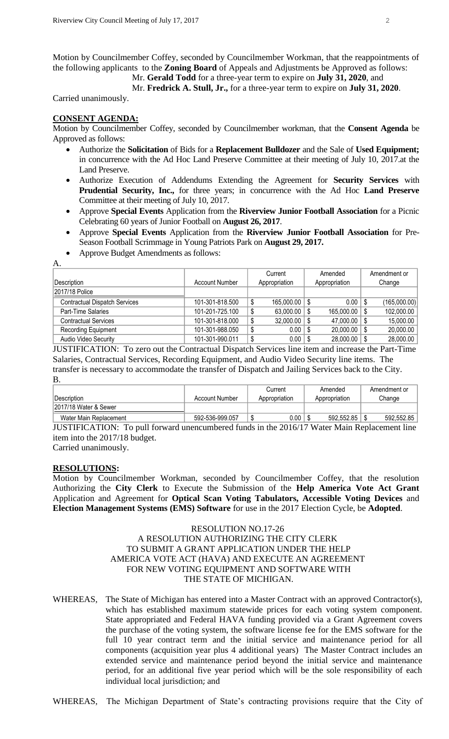Motion by Councilmember Coffey, seconded by Councilmember Workman, that the reappointments of the following applicants to the **Zoning Board** of Appeals and Adjustments be Approved as follows:

Mr. **Gerald Todd** for a three-year term to expire on **July 31, 2020**, and

Mr. **Fredrick A. Stull, Jr.,** for a three-year term to expire on **July 31, 2020**.

Carried unanimously.

**CONSENT AGENDA:**

Motion by Councilmember Coffey, seconded by Councilmember workman, that the **Consent Agenda** be Approved as follows:

- Authorize the **Solicitation** of Bids for a **Replacement Bulldozer** and the Sale of **Used Equipment;** in concurrence with the Ad Hoc Land Preserve Committee at their meeting of July 10, 2017.at the Land Preserve.
- Authorize Execution of Addendums Extending the Agreement for **Security Services** with **Prudential Security, Inc.,** for three years; in concurrence with the Ad Hoc **Land Preserve** Committee at their meeting of July 10, 2017.
- Approve **Special Events** Application from the **Riverview Junior Football Association** for a Picnic Celebrating 60 years of Junior Football on **August 26, 2017**.
- Approve **Special Events** Application from the **Riverview Junior Football Association** for Pre-Season Football Scrimmage in Young Patriots Park on **August 29, 2017.**
- Approve Budget Amendments as follows:

A.

| Description | Account Number | Current Appropriation | Amended Appropriation | Amendment or Change |
|---|---|---|---|---|
| 2017/18 Police | | | | |
| Contractual Dispatch Services | 101-301-818.500 | $ 165,000.00 | $ 0.00 | $ (165,000.00) |
| Part-Time Salaries | 101-201-725.100 | $ 63,000.00 | $ 165,000.00 | $ 102,000.00 |
| Contractual Services | 101-301-818.000 | $ 32,000.00 | $ 47,000.00 | $ 15,000.00 |
| Recording Equipment | 101-301-988.050 | $ 0.00 | $ 20,000.00 | $ 20,000.00 |
| Audio Video Security | 101-301-990.011 | $ 0.00 | $ 28,000.00 | $ 28,000.00 |

JUSTIFICATION: To zero out the Contractual Dispatch Services line item and increase the Part-Time Salaries, Contractual Services, Recording Equipment, and Audio Video Security line items. The transfer is necessary to accommodate the transfer of Dispatch and Jailing Services back to the City.

B.

| Description | Account Number | Current Appropriation | Amended Appropriation | Amendment or Change |
|---|---|---|---|---|
| 2017/18 Water & Sewer | | | | |
| Water Main Replacement | 592-536-999.057 | $ 0.00 | $ 592,552.85 | $ 592,552.85 |

JUSTIFICATION: To pull forward unencumbered funds in the 2016/17 Water Main Replacement line item into the 2017/18 budget.

Carried unanimously.

**RESOLUTIONS:**

Motion by Councilmember Workman, seconded by Councilmember Coffey, that the resolution Authorizing the **City Clerk** to Execute the Submission of the **Help America Vote Act Grant** Application and Agreement for **Optical Scan Voting Tabulators, Accessible Voting Devices** and **Election Management Systems (EMS) Software** for use in the 2017 Election Cycle, be **Adopted**.

RESOLUTION NO.17-26

A RESOLUTION AUTHORIZING THE CITY CLERK TO SUBMIT A GRANT APPLICATION UNDER THE HELP AMERICA VOTE ACT (HAVA) AND EXECUTE AN AGREEMENT FOR NEW VOTING EQUIPMENT AND SOFTWARE WITH THE STATE OF MICHIGAN.

WHEREAS, The State of Michigan has entered into a Master Contract with an approved Contractor(s), which has established maximum statewide prices for each voting system component. State appropriated and Federal HAVA funding provided via a Grant Agreement covers the purchase of the voting system, the software license fee for the EMS software for the full 10 year contract term and the initial service and maintenance period for all components (acquisition year plus 4 additional years) The Master Contract includes an extended service and maintenance period beyond the initial service and maintenance period, for an additional five year period which will be the sole responsibility of each individual local jurisdiction; and

WHEREAS, The Michigan Department of State's contracting provisions require that the City of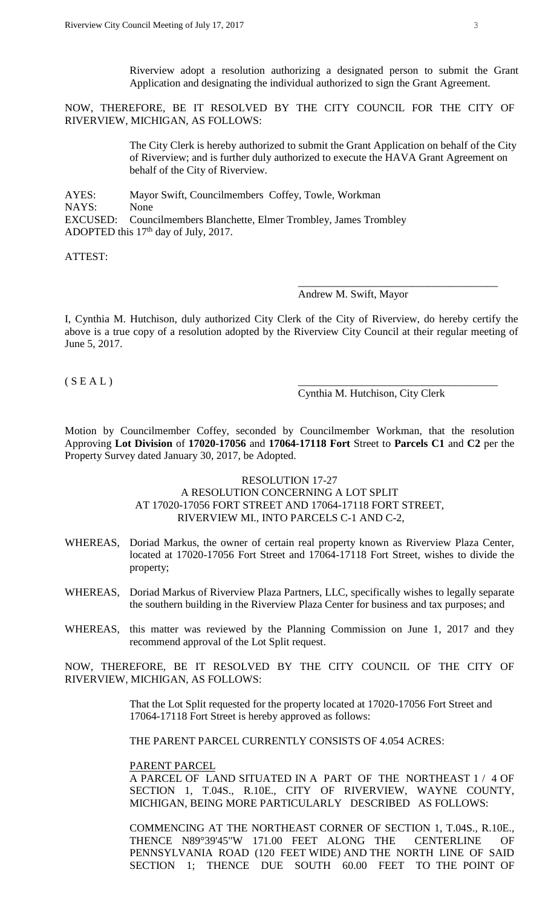Riverview adopt a resolution authorizing a designated person to submit the Grant Application and designating the individual authorized to sign the Grant Agreement.

NOW, THEREFORE, BE IT RESOLVED BY THE CITY COUNCIL FOR THE CITY OF RIVERVIEW, MICHIGAN, AS FOLLOWS:

The City Clerk is hereby authorized to submit the Grant Application on behalf of the City of Riverview; and is further duly authorized to execute the HAVA Grant Agreement on behalf of the City of Riverview.

AYES: Mayor Swift, Councilmembers Coffey, Towle, Workman
NAYS: None
EXCUSED: Councilmembers Blanchette, Elmer Trombley, James Trombley
ADOPTED this 17th day of July, 2017.

ATTEST:

\_\_\_\_\_\_\_\_\_\_\_\_\_\_\_\_\_\_\_\_\_\_\_\_\_\_\_\_\_\_\_\_\_\_\_\_
Andrew M. Swift, Mayor

I, Cynthia M. Hutchison, duly authorized City Clerk of the City of Riverview, do hereby certify the above is a true copy of a resolution adopted by the Riverview City Council at their regular meeting of June 5, 2017.

( S E A L )

\_\_\_\_\_\_\_\_\_\_\_\_\_\_\_\_\_\_\_\_\_\_\_\_\_\_\_\_\_\_\_\_\_\_\_\_
Cynthia M. Hutchison, City Clerk

Motion by Councilmember Coffey, seconded by Councilmember Workman, that the resolution Approving **Lot Division** of **17020-17056** and **17064-17118 Fort** Street to **Parcels C1** and **C2** per the Property Survey dated January 30, 2017, be Adopted.

RESOLUTION 17-27
A RESOLUTION CONCERNING A LOT SPLIT
AT 17020-17056 FORT STREET AND 17064-17118 FORT STREET,
RIVERVIEW MI., INTO PARCELS C-1 AND C-2,

WHEREAS, Doriad Markus, the owner of certain real property known as Riverview Plaza Center, located at 17020-17056 Fort Street and 17064-17118 Fort Street, wishes to divide the property;

WHEREAS, Doriad Markus of Riverview Plaza Partners, LLC, specifically wishes to legally separate the southern building in the Riverview Plaza Center for business and tax purposes; and

WHEREAS, this matter was reviewed by the Planning Commission on June 1, 2017 and they recommend approval of the Lot Split request.

NOW, THEREFORE, BE IT RESOLVED BY THE CITY COUNCIL OF THE CITY OF RIVERVIEW, MICHIGAN, AS FOLLOWS:

That the Lot Split requested for the property located at 17020-17056 Fort Street and 17064-17118 Fort Street is hereby approved as follows:

THE PARENT PARCEL CURRENTLY CONSISTS OF 4.054 ACRES:

PARENT PARCEL
A PARCEL OF LAND SITUATED IN A PART OF THE NORTHEAST 1 / 4 OF SECTION 1, T.04S., R.10E., CITY OF RIVERVIEW, WAYNE COUNTY, MICHIGAN, BEING MORE PARTICULARLY DESCRIBED AS FOLLOWS:

COMMENCING AT THE NORTHEAST CORNER OF SECTION 1, T.04S., R.10E., THENCE N89°39'45"W 171.00 FEET ALONG THE CENTERLINE OF PENNSYLVANIA ROAD (120 FEET WIDE) AND THE NORTH LINE OF SAID SECTION 1; THENCE DUE SOUTH 60.00 FEET TO THE POINT OF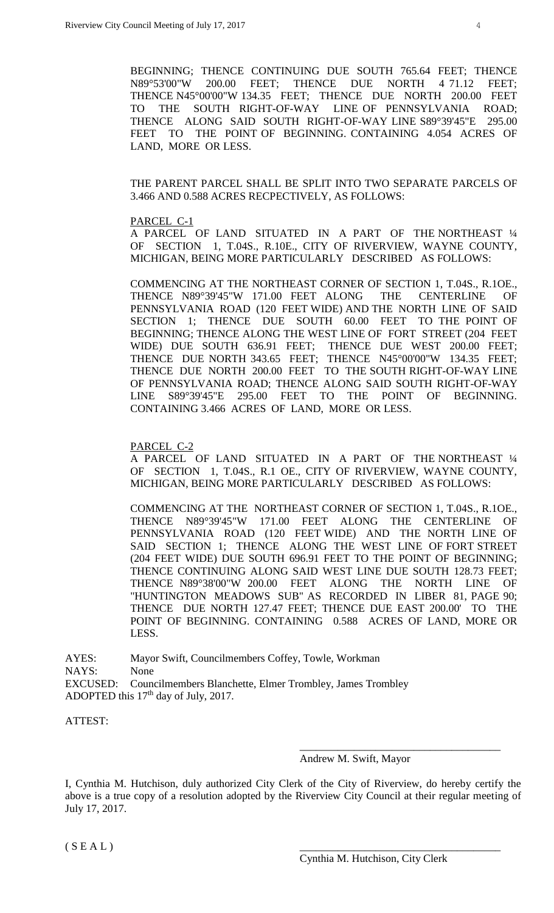BEGINNING; THENCE CONTINUING DUE SOUTH 765.64 FEET; THENCE N89°53'00"W 200.00 FEET; THENCE DUE NORTH 4 71.12 FEET; THENCE N45°00'00"W 134.35 FEET; THENCE DUE NORTH 200.00 FEET TO THE SOUTH RIGHT-OF-WAY LINE OF PENNSYLVANIA ROAD; THENCE ALONG SAID SOUTH RIGHT-OF-WAY LINE S89°39'45"E 295.00 FEET TO THE POINT OF BEGINNING. CONTAINING 4.054 ACRES OF LAND, MORE OR LESS.

THE PARENT PARCEL SHALL BE SPLIT INTO TWO SEPARATE PARCELS OF 3.466 AND 0.588 ACRES RECPECTIVELY, AS FOLLOWS:

PARCEL C-1

A PARCEL OF LAND SITUATED IN A PART OF THE NORTHEAST ¼ OF SECTION 1, T.04S., R.10E., CITY OF RIVERVIEW, WAYNE COUNTY, MICHIGAN, BEING MORE PARTICULARLY DESCRIBED AS FOLLOWS:

COMMENCING AT THE NORTHEAST CORNER OF SECTION 1, T.04S., R.1OE., THENCE N89°39'45"W 171.00 FEET ALONG THE CENTERLINE OF PENNSYLVANIA ROAD (120 FEET WIDE) AND THE NORTH LINE OF SAID SECTION 1; THENCE DUE SOUTH 60.00 FEET TO THE POINT OF BEGINNING; THENCE ALONG THE WEST LINE OF FORT STREET (204 FEET WIDE) DUE SOUTH 636.91 FEET; THENCE DUE WEST 200.00 FEET; THENCE DUE NORTH 343.65 FEET; THENCE N45°00'00"W 134.35 FEET; THENCE DUE NORTH 200.00 FEET TO THE SOUTH RIGHT-OF-WAY LINE OF PENNSYLVANIA ROAD; THENCE ALONG SAID SOUTH RIGHT-OF-WAY LINE S89°39'45"E 295.00 FEET TO THE POINT OF BEGINNING. CONTAINING 3.466 ACRES OF LAND, MORE OR LESS.

PARCEL C-2

A PARCEL OF LAND SITUATED IN A PART OF THE NORTHEAST ¼ OF SECTION 1, T.04S., R.1 OE., CITY OF RIVERVIEW, WAYNE COUNTY, MICHIGAN, BEING MORE PARTICULARLY DESCRIBED AS FOLLOWS:

COMMENCING AT THE NORTHEAST CORNER OF SECTION 1, T.04S., R.1OE., THENCE N89°39'45"W 171.00 FEET ALONG THE CENTERLINE OF PENNSYLVANIA ROAD (120 FEET WIDE) AND THE NORTH LINE OF SAID SECTION 1; THENCE ALONG THE WEST LINE OF FORT STREET (204 FEET WIDE) DUE SOUTH 696.91 FEET TO THE POINT OF BEGINNING; THENCE CONTINUING ALONG SAID WEST LINE DUE SOUTH 128.73 FEET; THENCE N89°38'00"W 200.00 FEET ALONG THE NORTH LINE OF "HUNTINGTON MEADOWS SUB" AS RECORDED IN LIBER 81, PAGE 90; THENCE DUE NORTH 127.47 FEET; THENCE DUE EAST 200.00' TO THE POINT OF BEGINNING. CONTAINING 0.588 ACRES OF LAND, MORE OR LESS.

AYES: Mayor Swift, Councilmembers Coffey, Towle, Workman
NAYS: None
EXCUSED: Councilmembers Blanchette, Elmer Trombley, James Trombley
ADOPTED this 17th day of July, 2017.

ATTEST:

\_\_\_\_\_\_\_\_\_\_\_\_\_\_\_\_\_\_\_\_\_\_\_\_\_\_\_\_\_\_\_\_\_\_\_\_\_
Andrew M. Swift, Mayor

I, Cynthia M. Hutchison, duly authorized City Clerk of the City of Riverview, do hereby certify the above is a true copy of a resolution adopted by the Riverview City Council at their regular meeting of July 17, 2017.

( S E A L )

\_\_\_\_\_\_\_\_\_\_\_\_\_\_\_\_\_\_\_\_\_\_\_\_\_\_\_\_\_\_\_\_\_\_\_\_\_
Cynthia M. Hutchison, City Clerk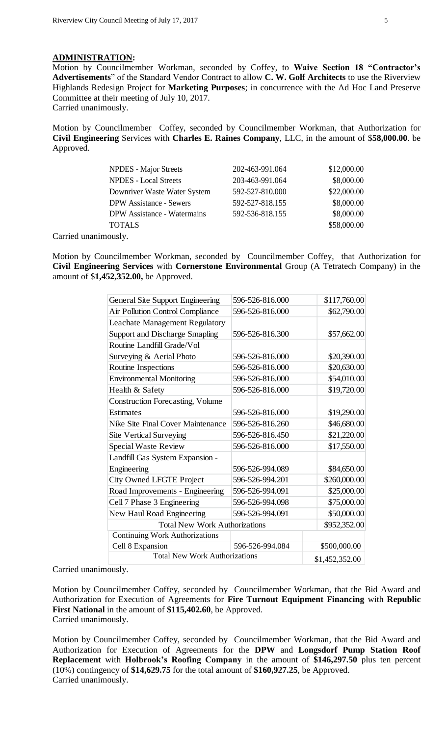## ADMINISTRATION:

Motion by Councilmember Workman, seconded by Coffey, to **Waive Section 18 "Contractor's Advertisements**" of the Standard Vendor Contract to allow **C. W. Golf Architects** to use the Riverview Highlands Redesign Project for **Marketing Purposes**; in concurrence with the Ad Hoc Land Preserve Committee at their meeting of July 10, 2017.
Carried unanimously.

Motion by Councilmember Coffey, seconded by Councilmember Workman, that Authorization for **Civil Engineering** Services with **Charles E. Raines Company**, LLC, in the amount of $**58,000.00**. be Approved.

| | | |
|---|---|---|
| NPDES - Major Streets | 202-463-991.064 | $12,000.00 |
| NPDES - Local Streets | 203-463-991.064 | $8,000.00 |
| Downriver Waste Water System | 592-527-810.000 | $22,000.00 |
| DPW Assistance - Sewers | 592-527-818.155 | $8,000.00 |
| DPW Assistance - Watermains | 592-536-818.155 | $8,000.00 |
| TOTALS | | $58,000.00 |

Carried unanimously.

Motion by Councilmember Workman, seconded by Councilmember Coffey, that Authorization for **Civil Engineering Services** with **Cornerstone Environmental** Group (A Tetratech Company) in the amount of $**1,452,352.00,** be Approved.

| | | |
|---|---|---|
| General Site Support Engineering | 596-526-816.000 | $117,760.00 |
| Air Pollution Control Compliance | 596-526-816.000 | $62,790.00 |
| Leachate Management Regulatory Support and Discharge Smapling | 596-526-816.300 | $57,662.00 |
| Routine Landfill Grade/Vol Surveying & Aerial Photo | 596-526-816.000 | $20,390.00 |
| Routine Inspections | 596-526-816.000 | $20,630.00 |
| Environmental Monitoring | 596-526-816.000 | $54,010.00 |
| Health & Safety | 596-526-816.000 | $19,720.00 |
| Construction Forecasting, Volume Estimates | 596-526-816.000 | $19,290.00 |
| Nike Site Final Cover Maintenance | 596-526-816.260 | $46,680.00 |
| Site Vertical Surveying | 596-526-816.450 | $21,220.00 |
| Special Waste Review | 596-526-816.000 | $17,550.00 |
| Landfill Gas System Expansion - Engineering | 596-526-994.089 | $84,650.00 |
| City Owned LFGTE Project | 596-526-994.201 | $260,000.00 |
| Road Improvements - Engineering | 596-526-994.091 | $25,000.00 |
| Cell 7 Phase 3 Engineering | 596-526-994.098 | $75,000.00 |
| New Haul Road Engineering | 596-526-994.091 | $50,000.00 |
| Total New Work Authorizations | | $952,352.00 |
| Continuing Work Authorizations | | |
| Cell 8 Expansion | 596-526-994.084 | $500,000.00 |
| Total New Work Authorizations | | $1,452,352.00 |

Carried unanimously.

Motion by Councilmember Coffey, seconded by Councilmember Workman, that the Bid Award and Authorization for Execution of Agreements for **Fire Turnout Equipment Financing** with **Republic First National** in the amount of **$115,402.60**, be Approved.
Carried unanimously.

Motion by Councilmember Coffey, seconded by Councilmember Workman, that the Bid Award and Authorization for Execution of Agreements for the **DPW** and **Longsdorf Pump Station Roof Replacement** with **Holbrook's Roofing Company** in the amount of **$146,297.50** plus ten percent (10%) contingency of **$14,629.75** for the total amount of **$160,927.25**, be Approved.
Carried unanimously.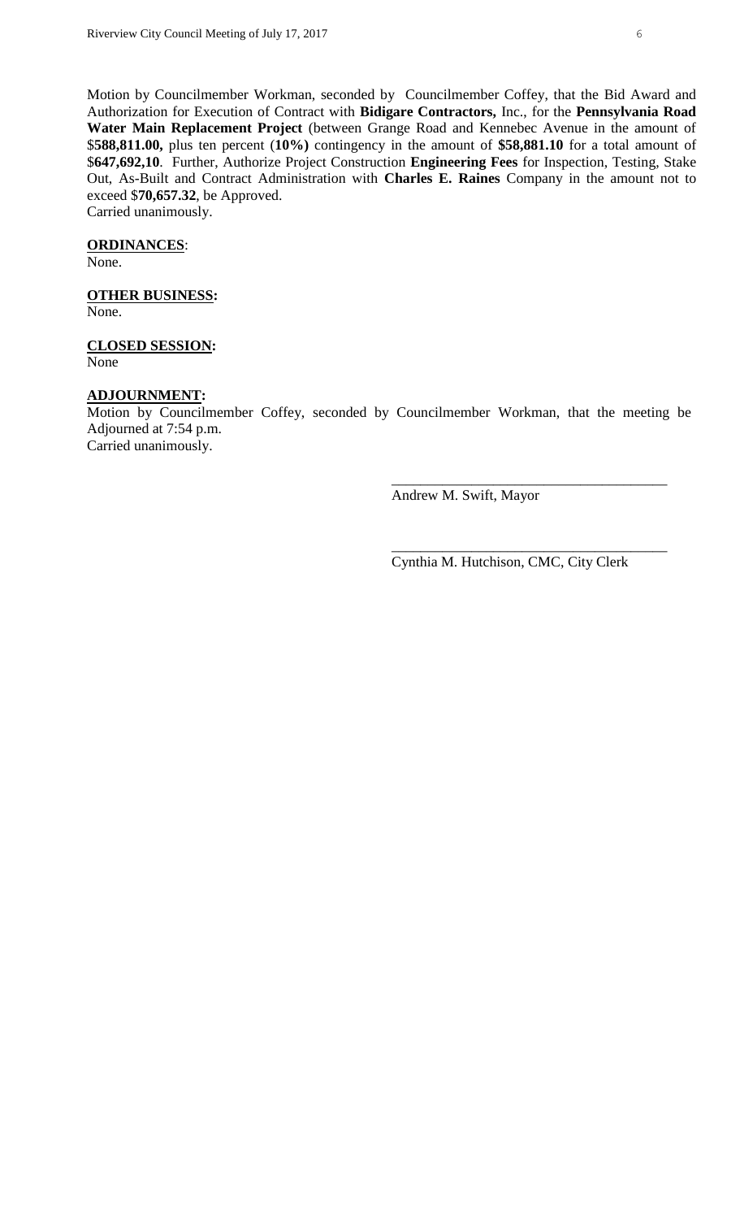Motion by Councilmember Workman, seconded by Councilmember Coffey, that the Bid Award and Authorization for Execution of Contract with **Bidigare Contractors,** Inc., for the **Pennsylvania Road Water Main Replacement Project** (between Grange Road and Kennebec Avenue in the amount of $**588,811.00,** plus ten percent (**10%)** contingency in the amount of **$58,881.10** for a total amount of $**647,692,10**. Further, Authorize Project Construction **Engineering Fees** for Inspection, Testing, Stake Out, As-Built and Contract Administration with **Charles E. Raines** Company in the amount not to exceed $**70,657.32**, be Approved.
Carried unanimously.

**ORDINANCES**:
None.

**OTHER BUSINESS:**
None.

**CLOSED SESSION:**
None

**ADJOURNMENT:**
Motion by Councilmember Coffey, seconded by Councilmember Workman, that the meeting be Adjourned at 7:54 p.m.
Carried unanimously.

_____________________________________
Andrew M. Swift, Mayor

_____________________________________
Cynthia M. Hutchison, CMC, City Clerk